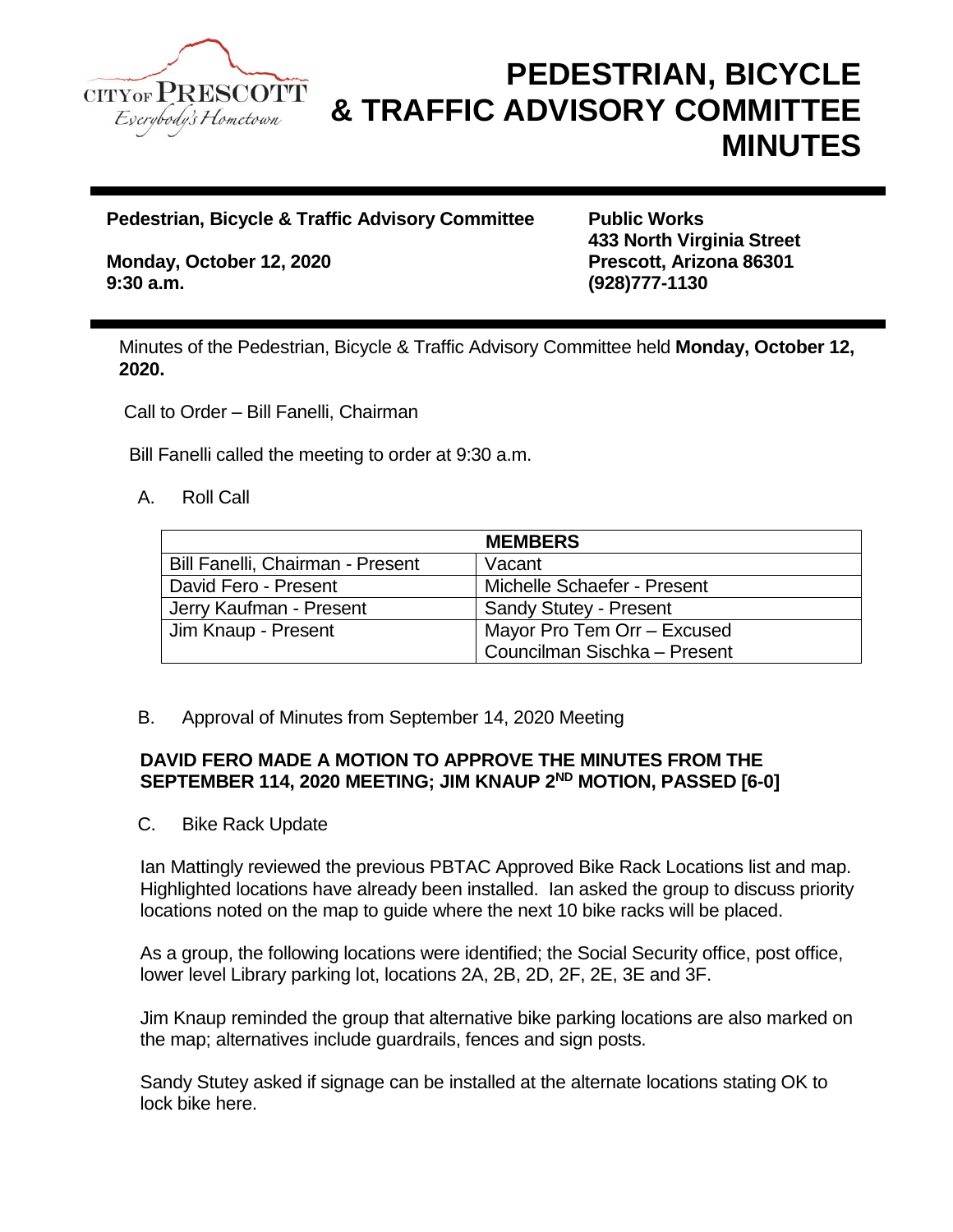# PEDESTRIAN, BICYCLE & TRAFFIC ADVISORY COMMITTEE MINUTES

**Pedestrian, Bicycle & Traffic Advisory Committee**

**Monday, October 12, 2020**
**9:30 a.m.**

**Public Works**
**433 North Virginia Street**
**Prescott, Arizona 86301**
**(928)777-1130**

Minutes of the Pedestrian, Bicycle & Traffic Advisory Committee held **Monday, October 12, 2020.**

Call to Order – Bill Fanelli, Chairman

Bill Fanelli called the meeting to order at 9:30 a.m.

A. Roll Call

| MEMBERS | |
|---|---|
| Bill Fanelli, Chairman - Present | Vacant |
| David Fero - Present | Michelle Schaefer - Present |
| Jerry Kaufman - Present | Sandy Stutey - Present |
| Jim Knaup - Present | Mayor Pro Tem Orr – Excused<br>Councilman Sischka – Present |

B. Approval of Minutes from September 14, 2020 Meeting

**DAVID FERO MADE A MOTION TO APPROVE THE MINUTES FROM THE SEPTEMBER 114, 2020 MEETING; JIM KNAUP 2ND MOTION, PASSED [6-0]**

C. Bike Rack Update

Ian Mattingly reviewed the previous PBTAC Approved Bike Rack Locations list and map. Highlighted locations have already been installed. Ian asked the group to discuss priority locations noted on the map to guide where the next 10 bike racks will be placed.

As a group, the following locations were identified; the Social Security office, post office, lower level Library parking lot, locations 2A, 2B, 2D, 2F, 2E, 3E and 3F.

Jim Knaup reminded the group that alternative bike parking locations are also marked on the map; alternatives include guardrails, fences and sign posts.

Sandy Stutey asked if signage can be installed at the alternate locations stating OK to lock bike here.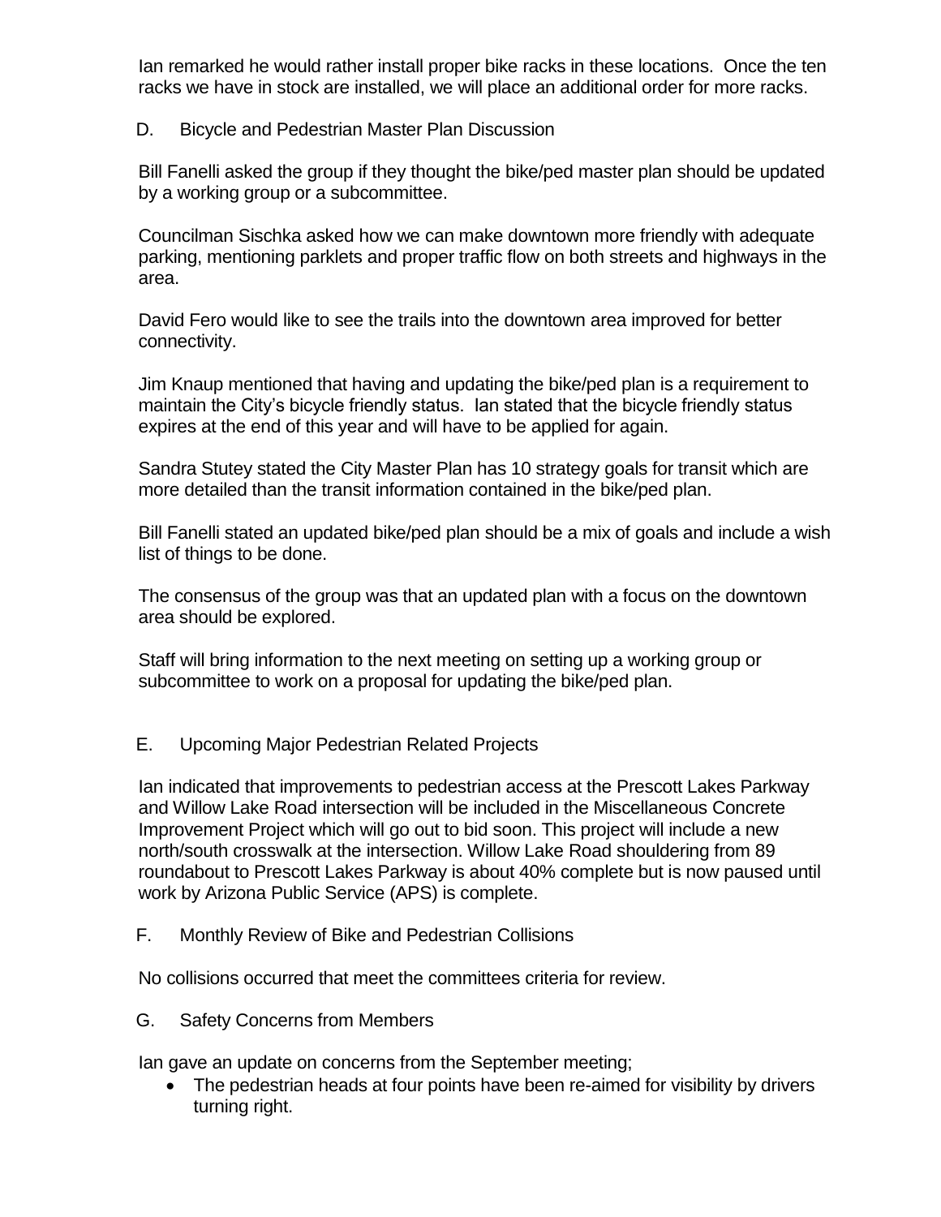Ian remarked he would rather install proper bike racks in these locations. Once the ten racks we have in stock are installed, we will place an additional order for more racks.

D. Bicycle and Pedestrian Master Plan Discussion

Bill Fanelli asked the group if they thought the bike/ped master plan should be updated by a working group or a subcommittee.

Councilman Sischka asked how we can make downtown more friendly with adequate parking, mentioning parklets and proper traffic flow on both streets and highways in the area.

David Fero would like to see the trails into the downtown area improved for better connectivity.

Jim Knaup mentioned that having and updating the bike/ped plan is a requirement to maintain the City's bicycle friendly status. Ian stated that the bicycle friendly status expires at the end of this year and will have to be applied for again.

Sandra Stutey stated the City Master Plan has 10 strategy goals for transit which are more detailed than the transit information contained in the bike/ped plan.

Bill Fanelli stated an updated bike/ped plan should be a mix of goals and include a wish list of things to be done.

The consensus of the group was that an updated plan with a focus on the downtown area should be explored.

Staff will bring information to the next meeting on setting up a working group or subcommittee to work on a proposal for updating the bike/ped plan.

E. Upcoming Major Pedestrian Related Projects

Ian indicated that improvements to pedestrian access at the Prescott Lakes Parkway and Willow Lake Road intersection will be included in the Miscellaneous Concrete Improvement Project which will go out to bid soon. This project will include a new north/south crosswalk at the intersection. Willow Lake Road shouldering from 89 roundabout to Prescott Lakes Parkway is about 40% complete but is now paused until work by Arizona Public Service (APS) is complete.

F. Monthly Review of Bike and Pedestrian Collisions

No collisions occurred that meet the committees criteria for review.

G. Safety Concerns from Members

Ian gave an update on concerns from the September meeting;

- The pedestrian heads at four points have been re-aimed for visibility by drivers turning right.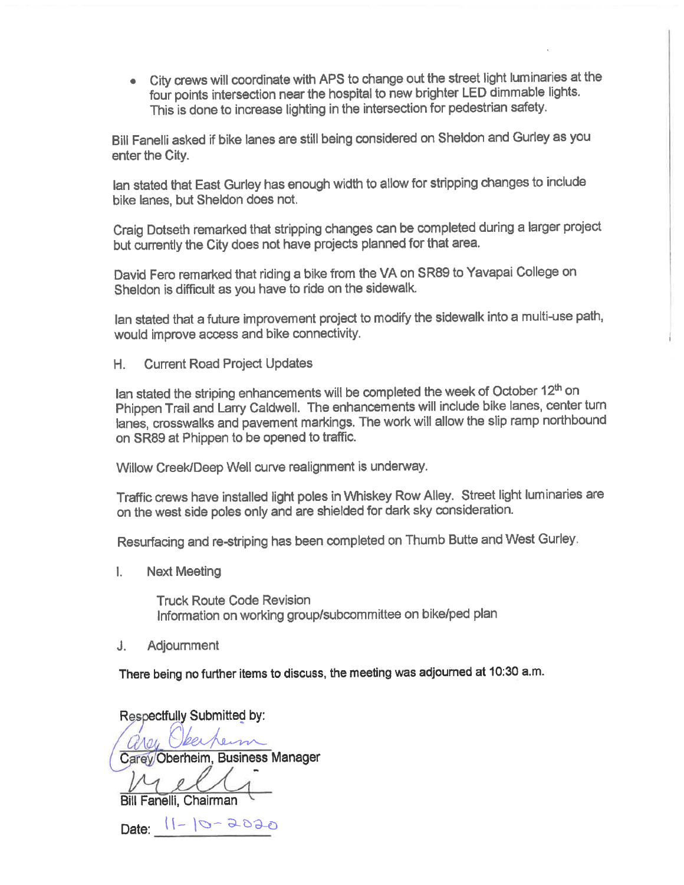- City crews will coordinate with APS to change out the street light luminaries at the four points intersection near the hospital to new brighter LED dimmable lights. This is done to increase lighting in the intersection for pedestrian safety.

Bill Fanelli asked if bike lanes are still being considered on Sheldon and Gurley as you enter the City.

Ian stated that East Gurley has enough width to allow for stripping changes to include bike lanes, but Sheldon does not.

Craig Dotseth remarked that stripping changes can be completed during a larger project but currently the City does not have projects planned for that area.

David Fero remarked that riding a bike from the VA on SR89 to Yavapai College on Sheldon is difficult as you have to ride on the sidewalk.

Ian stated that a future improvement project to modify the sidewalk into a multi-use path, would improve access and bike connectivity.

H. Current Road Project Updates

Ian stated the striping enhancements will be completed the week of October 12th on Phippen Trail and Larry Caldwell. The enhancements will include bike lanes, center turn lanes, crosswalks and pavement markings. The work will allow the slip ramp northbound on SR89 at Phippen to be opened to traffic.

Willow Creek/Deep Well curve realignment is underway.

Traffic crews have installed light poles in Whiskey Row Alley. Street light luminaries are on the west side poles only and are shielded for dark sky consideration.

Resurfacing and re-striping has been completed on Thumb Butte and West Gurley.

I. Next Meeting

Truck Route Code Revision
Information on working group/subcommittee on bike/ped plan

J. Adjournment

**There being no further items to discuss, the meeting was adjourned at 10:30 a.m.**

Respectfully Submitted by:

Carey Oberheim, Business Manager

Bill Fanelli, Chairman

Date: 11-10-2020